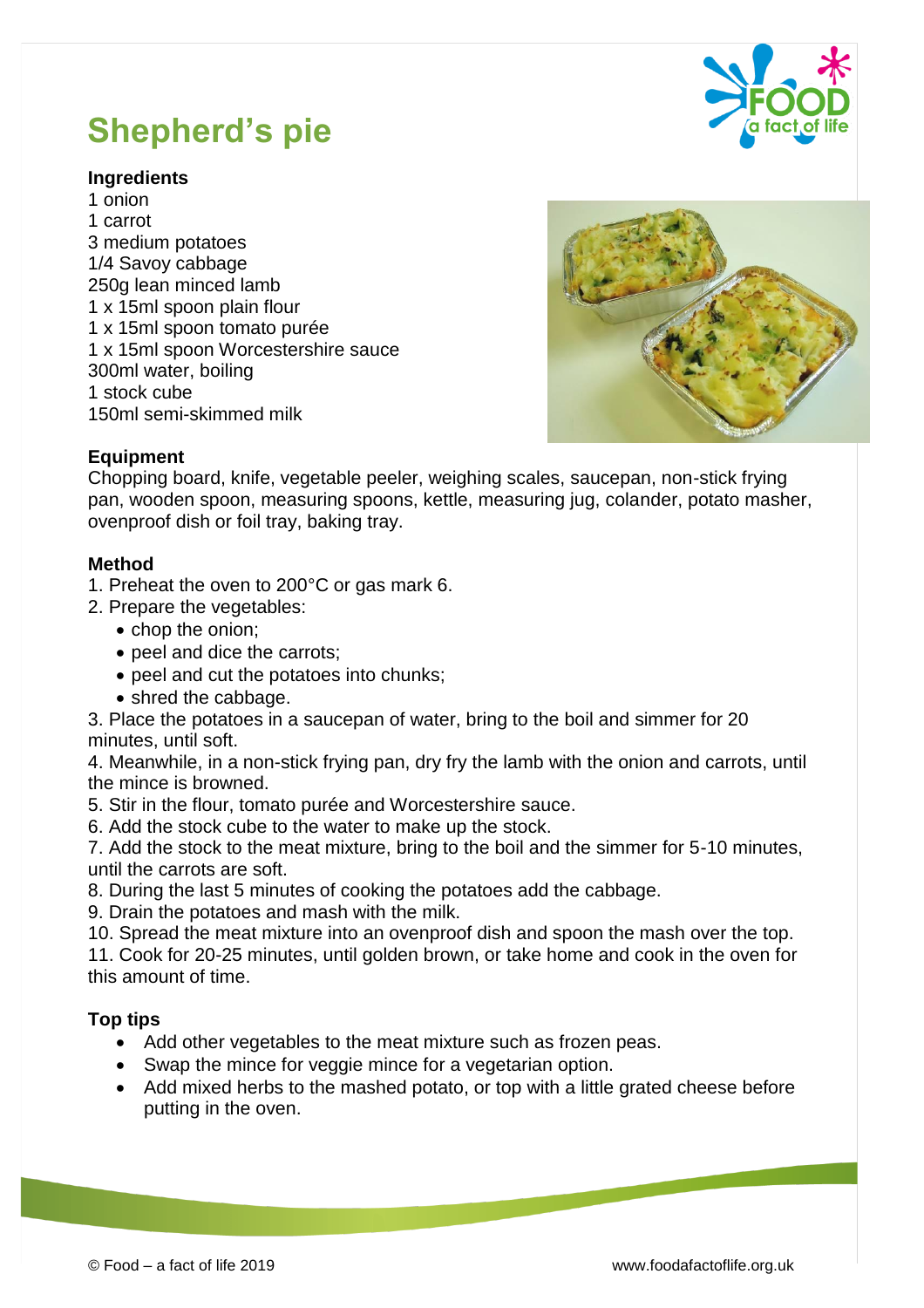# Shepherd's pie

**Ingredients**

1 onion
1 carrot
3 medium potatoes
1/4 Savoy cabbage
250g lean minced lamb
1 x 15ml spoon plain flour
1 x 15ml spoon tomato purée
1 x 15ml spoon Worcestershire sauce
300ml water, boiling
1 stock cube
150ml semi-skimmed milk

**Equipment**

Chopping board, knife, vegetable peeler, weighing scales, saucepan, non-stick frying pan, wooden spoon, measuring spoons, kettle, measuring jug, colander, potato masher, ovenproof dish or foil tray, baking tray.

**Method**

1. Preheat the oven to 200°C or gas mark 6.
2. Prepare the vegetables:
   - chop the onion;
   - peel and dice the carrots;
   - peel and cut the potatoes into chunks;
   - shred the cabbage.
3. Place the potatoes in a saucepan of water, bring to the boil and simmer for 20 minutes, until soft.
4. Meanwhile, in a non-stick frying pan, dry fry the lamb with the onion and carrots, until the mince is browned.
5. Stir in the flour, tomato purée and Worcestershire sauce.
6. Add the stock cube to the water to make up the stock.
7. Add the stock to the meat mixture, bring to the boil and the simmer for 5-10 minutes, until the carrots are soft.
8. During the last 5 minutes of cooking the potatoes add the cabbage.
9. Drain the potatoes and mash with the milk.
10. Spread the meat mixture into an ovenproof dish and spoon the mash over the top.
11. Cook for 20-25 minutes, until golden brown, or take home and cook in the oven for this amount of time.

**Top tips**

- Add other vegetables to the meat mixture such as frozen peas.
- Swap the mince for veggie mince for a vegetarian option.
- Add mixed herbs to the mashed potato, or top with a little grated cheese before putting in the oven.

© Food – a fact of life 2019 www.foodafactoflife.org.uk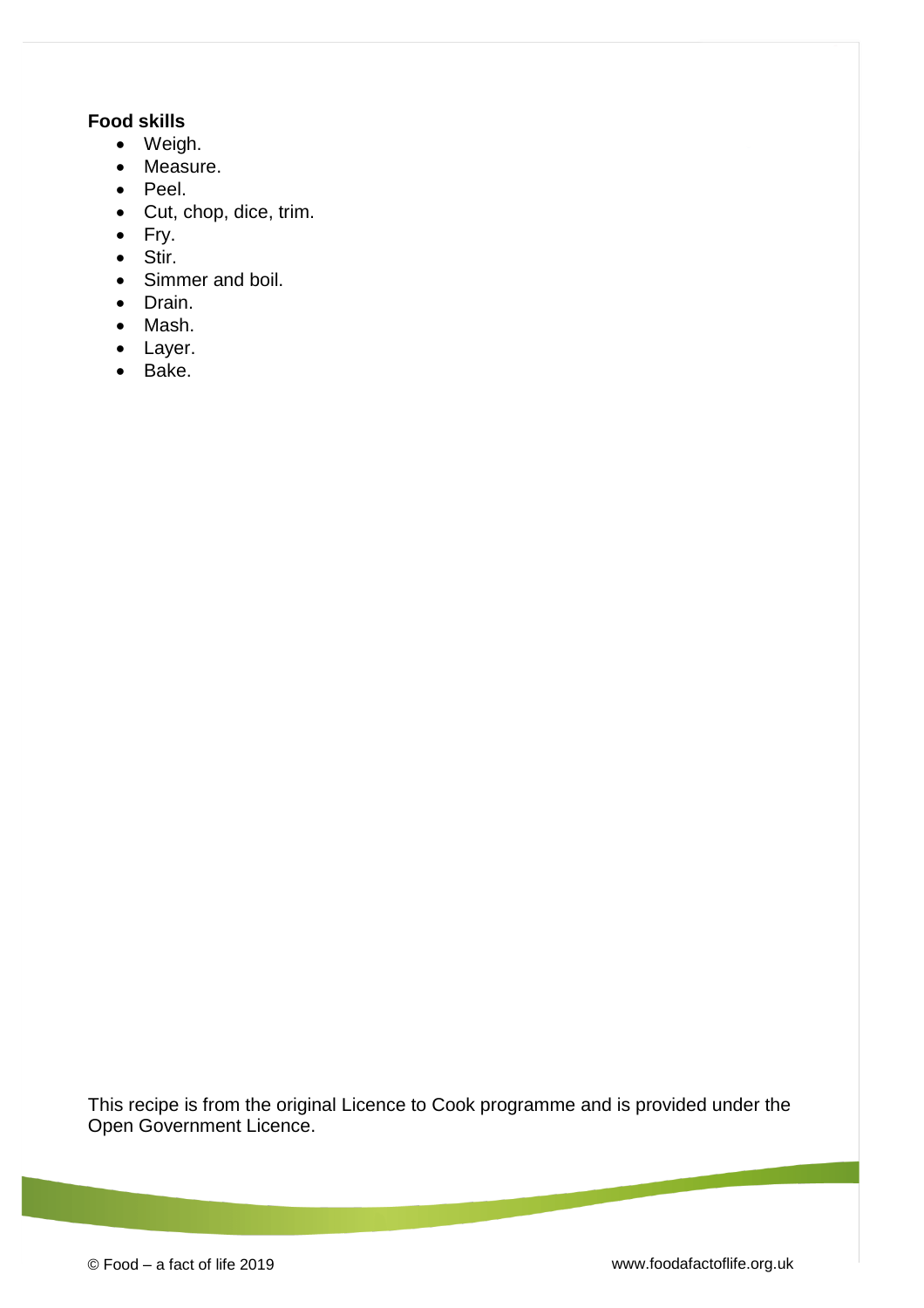**Food skills**

- Weigh.
- Measure.
- Peel.
- Cut, chop, dice, trim.
- Fry.
- Stir.
- Simmer and boil.
- Drain.
- Mash.
- Layer.
- Bake.

This recipe is from the original Licence to Cook programme and is provided under the Open Government Licence.